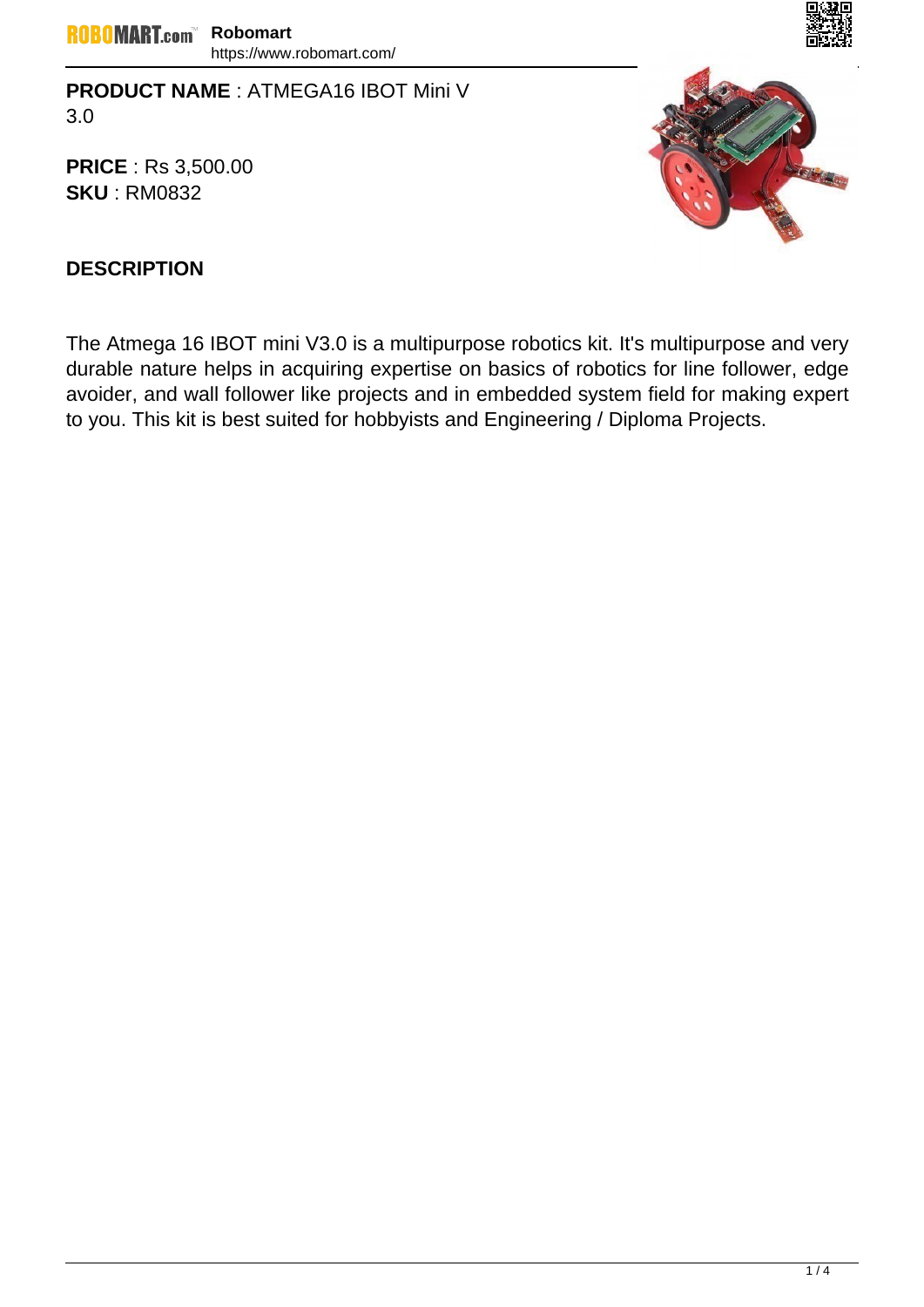**PRODUCT NAME** : ATMEGA16 IBOT Mini V 3.0

**PRICE** : Rs 3,500.00
**SKU** : RM0832

## DESCRIPTION

The Atmega 16 IBOT mini V3.0 is a multipurpose robotics kit. It's multipurpose and very durable nature helps in acquiring expertise on basics of robotics for line follower, edge avoider, and wall follower like projects and in embedded system field for making expert to you. This kit is best suited for hobbyists and Engineering / Diploma Projects.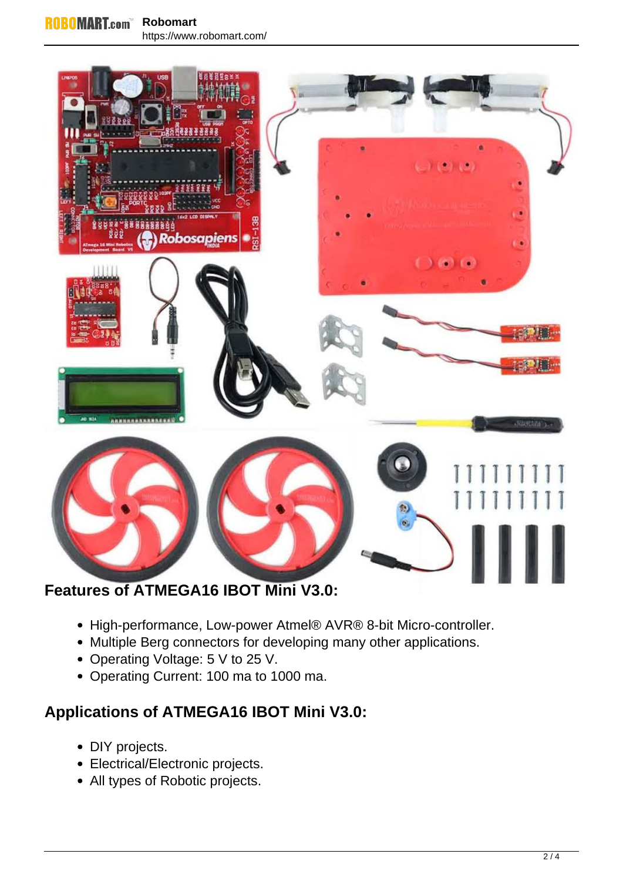## Features of ATMEGA16 IBOT Mini V3.0:

- High-performance, Low-power Atmel® AVR® 8-bit Micro-controller.
- Multiple Berg connectors for developing many other applications.
- Operating Voltage: 5 V to 25 V.
- Operating Current: 100 ma to 1000 ma.

## Applications of ATMEGA16 IBOT Mini V3.0:

- DIY projects.
- Electrical/Electronic projects.
- All types of Robotic projects.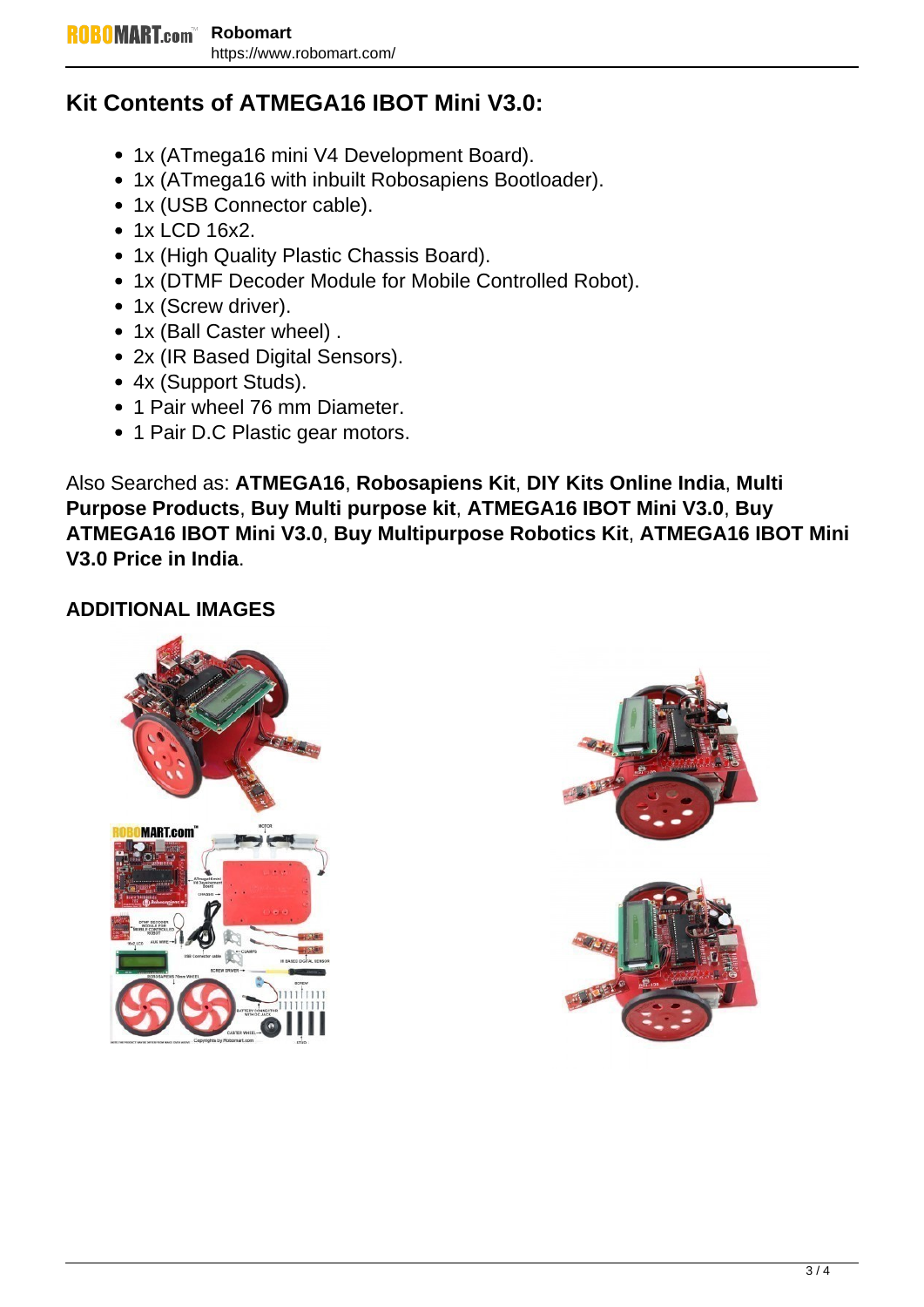## Kit Contents of ATMEGA16 IBOT Mini V3.0:

- 1x (ATmega16 mini V4 Development Board).
- 1x (ATmega16 with inbuilt Robosapiens Bootloader).
- 1x (USB Connector cable).
- 1x LCD 16x2.
- 1x (High Quality Plastic Chassis Board).
- 1x (DTMF Decoder Module for Mobile Controlled Robot).
- 1x (Screw driver).
- 1x (Ball Caster wheel) .
- 2x (IR Based Digital Sensors).
- 4x (Support Studs).
- 1 Pair wheel 76 mm Diameter.
- 1 Pair D.C Plastic gear motors.

Also Searched as: **ATMEGA16**, **Robosapiens Kit**, **DIY Kits Online India**, **Multi Purpose Products**, **Buy Multi purpose kit**, **ATMEGA16 IBOT Mini V3.0**, **Buy ATMEGA16 IBOT Mini V3.0**, **Buy Multipurpose Robotics Kit**, **ATMEGA16 IBOT Mini V3.0 Price in India**.

### ADDITIONAL IMAGES